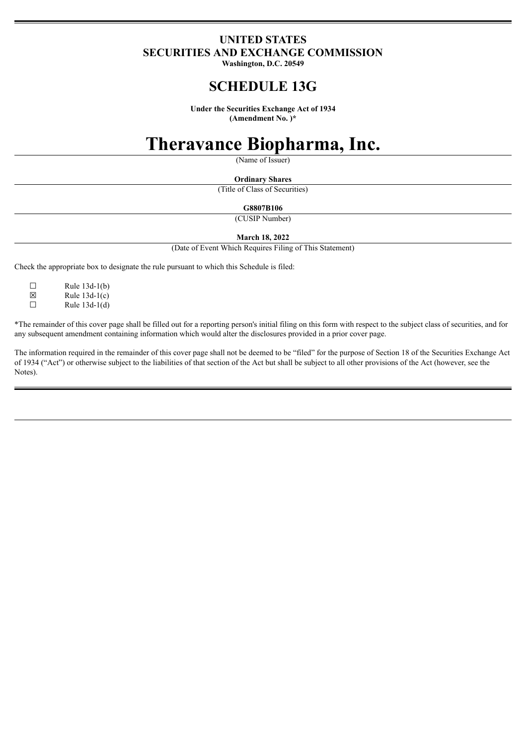**UNITED STATES**
**SECURITIES AND EXCHANGE COMMISSION**
**Washington, D.C. 20549**

# SCHEDULE 13G

**Under the Securities Exchange Act of 1934**
**(Amendment No. )***

# Theravance Biopharma, Inc.

(Name of Issuer)

**Ordinary Shares**

(Title of Class of Securities)

**G8807B106**

(CUSIP Number)

**March 18, 2022**

(Date of Event Which Requires Filing of This Statement)

Check the appropriate box to designate the rule pursuant to which this Schedule is filed:

☐ Rule 13d-1(b)
☒ Rule 13d-1(c)
☐ Rule 13d-1(d)

*The remainder of this cover page shall be filled out for a reporting person's initial filing on this form with respect to the subject class of securities, and for any subsequent amendment containing information which would alter the disclosures provided in a prior cover page.

The information required in the remainder of this cover page shall not be deemed to be "filed" for the purpose of Section 18 of the Securities Exchange Act of 1934 ("Act") or otherwise subject to the liabilities of that section of the Act but shall be subject to all other provisions of the Act (however, see the Notes).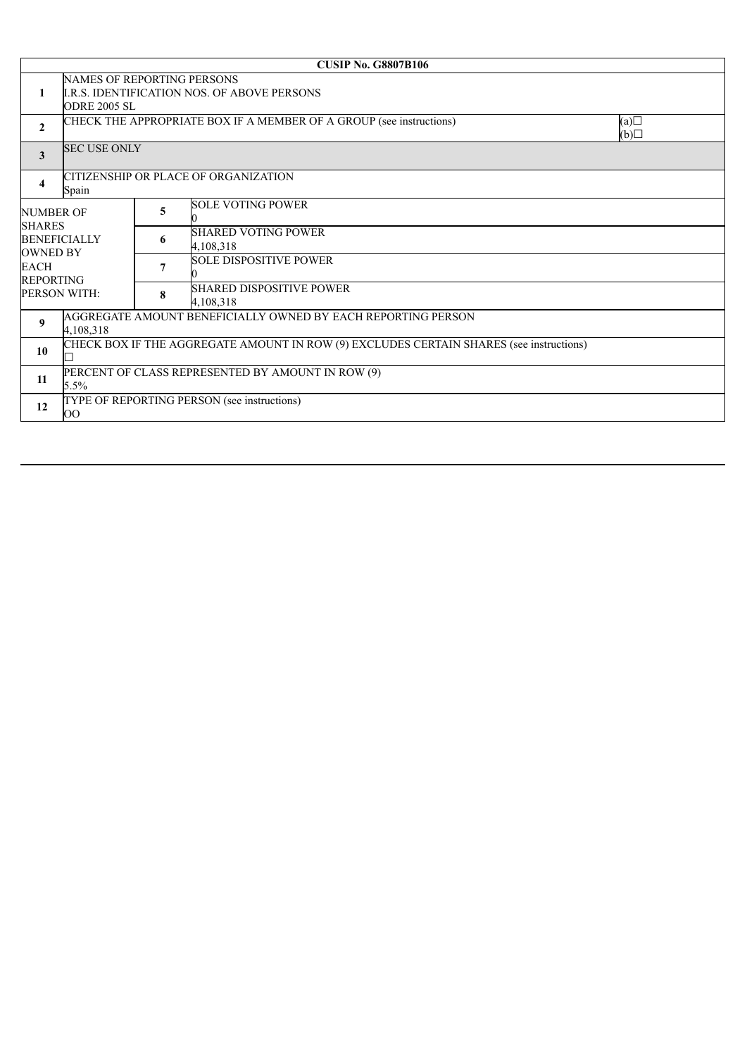**CUSIP No. G8807B106**

| | | | |
|---|---|---|---|
| 1 | NAMES OF REPORTING PERSONS<br>I.R.S. IDENTIFICATION NOS. OF ABOVE PERSONS<br>ODRE 2005 SL | | |
| 2 | CHECK THE APPROPRIATE BOX IF A MEMBER OF A GROUP (see instructions) | | (a)☐<br>(b)☐ |
| 3 | SEC USE ONLY | | |
| 4 | CITIZENSHIP OR PLACE OF ORGANIZATION<br>Spain | | |
| NUMBER OF SHARES BENEFICIALLY OWNED BY EACH REPORTING PERSON WITH: | 5 | SOLE VOTING POWER<br>0 | |
| | 6 | SHARED VOTING POWER<br>4,108,318 | |
| | 7 | SOLE DISPOSITIVE POWER<br>0 | |
| | 8 | SHARED DISPOSITIVE POWER<br>4,108,318 | |
| 9 | AGGREGATE AMOUNT BENEFICIALLY OWNED BY EACH REPORTING PERSON<br>4,108,318 | | |
| 10 | CHECK BOX IF THE AGGREGATE AMOUNT IN ROW (9) EXCLUDES CERTAIN SHARES (see instructions)<br>☐ | | |
| 11 | PERCENT OF CLASS REPRESENTED BY AMOUNT IN ROW (9)<br>5.5% | | |
| 12 | TYPE OF REPORTING PERSON (see instructions)<br>OO | | |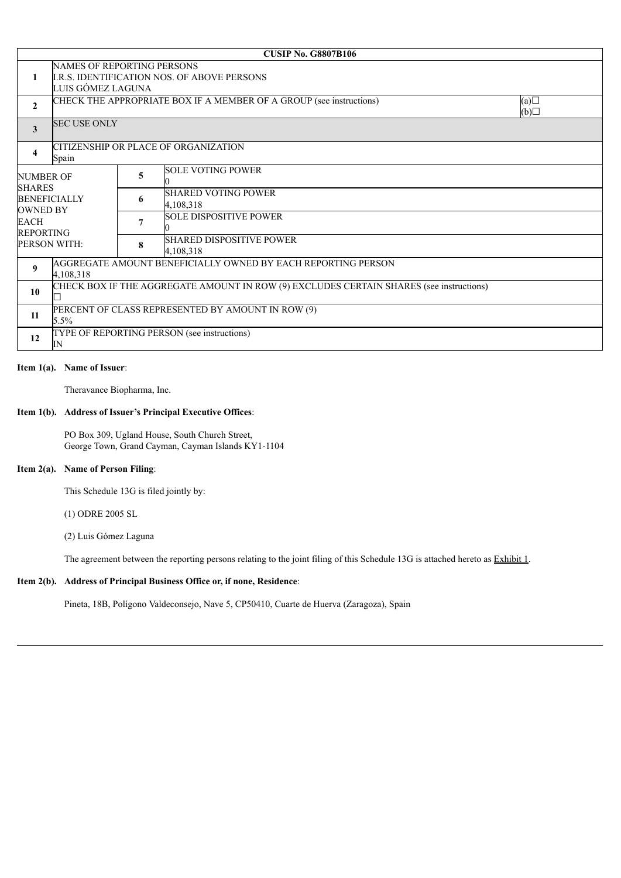| CUSIP No. G8807B106 | | | |
|---|---|---|---|
| 1 | NAMES OF REPORTING PERSONS<br>I.R.S. IDENTIFICATION NOS. OF ABOVE PERSONS<br>LUIS GÓMEZ LAGUNA | | |
| 2 | CHECK THE APPROPRIATE BOX IF A MEMBER OF A GROUP (see instructions) | | (a)☐<br>(b)☐ |
| 3 | SEC USE ONLY | | |
| 4 | CITIZENSHIP OR PLACE OF ORGANIZATION<br>Spain | | |
| NUMBER OF SHARES BENEFICIALLY OWNED BY EACH REPORTING PERSON WITH: | 5 | SOLE VOTING POWER<br>0 | |
| | 6 | SHARED VOTING POWER<br>4,108,318 | |
| | 7 | SOLE DISPOSITIVE POWER<br>0 | |
| | 8 | SHARED DISPOSITIVE POWER<br>4,108,318 | |
| 9 | AGGREGATE AMOUNT BENEFICIALLY OWNED BY EACH REPORTING PERSON<br>4,108,318 | | |
| 10 | CHECK BOX IF THE AGGREGATE AMOUNT IN ROW (9) EXCLUDES CERTAIN SHARES (see instructions)<br>☐ | | |
| 11 | PERCENT OF CLASS REPRESENTED BY AMOUNT IN ROW (9)<br>5.5% | | |
| 12 | TYPE OF REPORTING PERSON (see instructions)<br>IN | | |

**Item 1(a). Name of Issuer**:

Theravance Biopharma, Inc.

**Item 1(b). Address of Issuer's Principal Executive Offices**:

PO Box 309, Ugland House, South Church Street,
George Town, Grand Cayman, Cayman Islands KY1-1104

**Item 2(a). Name of Person Filing**:

This Schedule 13G is filed jointly by:

(1) ODRE 2005 SL

(2) Luis Gómez Laguna

The agreement between the reporting persons relating to the joint filing of this Schedule 13G is attached hereto as Exhibit 1.

**Item 2(b). Address of Principal Business Office or, if none, Residence**:

Pineta, 18B, Polígono Valdeconsejo, Nave 5, CP50410, Cuarte de Huerva (Zaragoza), Spain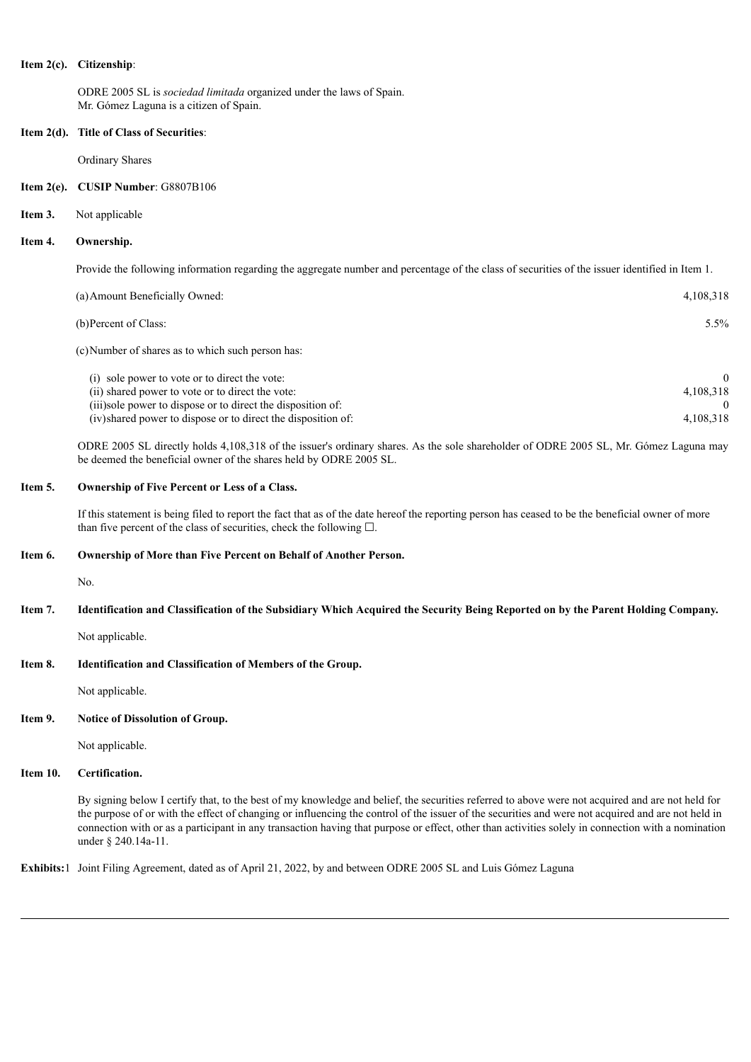**Item 2(c). Citizenship**:

ODRE 2005 SL is *sociedad limitada* organized under the laws of Spain.
Mr. Gómez Laguna is a citizen of Spain.

**Item 2(d). Title of Class of Securities**:

Ordinary Shares

**Item 2(e). CUSIP Number**: G8807B106

**Item 3.** Not applicable

**Item 4. Ownership.**

Provide the following information regarding the aggregate number and percentage of the class of securities of the issuer identified in Item 1.

| | |
|---|---|
| (a) Amount Beneficially Owned: | 4,108,318 |
| (b) Percent of Class: | 5.5% |
| (c) Number of shares as to which such person has: | |
| (i) sole power to vote or to direct the vote: | 0 |
| (ii) shared power to vote or to direct the vote: | 4,108,318 |
| (iii) sole power to dispose or to direct the disposition of: | 0 |
| (iv) shared power to dispose or to direct the disposition of: | 4,108,318 |

ODRE 2005 SL directly holds 4,108,318 of the issuer's ordinary shares. As the sole shareholder of ODRE 2005 SL, Mr. Gómez Laguna may be deemed the beneficial owner of the shares held by ODRE 2005 SL.

**Item 5. Ownership of Five Percent or Less of a Class.**

If this statement is being filed to report the fact that as of the date hereof the reporting person has ceased to be the beneficial owner of more than five percent of the class of securities, check the following ☐.

**Item 6. Ownership of More than Five Percent on Behalf of Another Person.**

No.

**Item 7. Identification and Classification of the Subsidiary Which Acquired the Security Being Reported on by the Parent Holding Company.**

Not applicable.

**Item 8. Identification and Classification of Members of the Group.**

Not applicable.

**Item 9. Notice of Dissolution of Group.**

Not applicable.

**Item 10. Certification.**

By signing below I certify that, to the best of my knowledge and belief, the securities referred to above were not acquired and are not held for the purpose of or with the effect of changing or influencing the control of the issuer of the securities and were not acquired and are not held in connection with or as a participant in any transaction having that purpose or effect, other than activities solely in connection with a nomination under § 240.14a-11.

**Exhibits:** 1 Joint Filing Agreement, dated as of April 21, 2022, by and between ODRE 2005 SL and Luis Gómez Laguna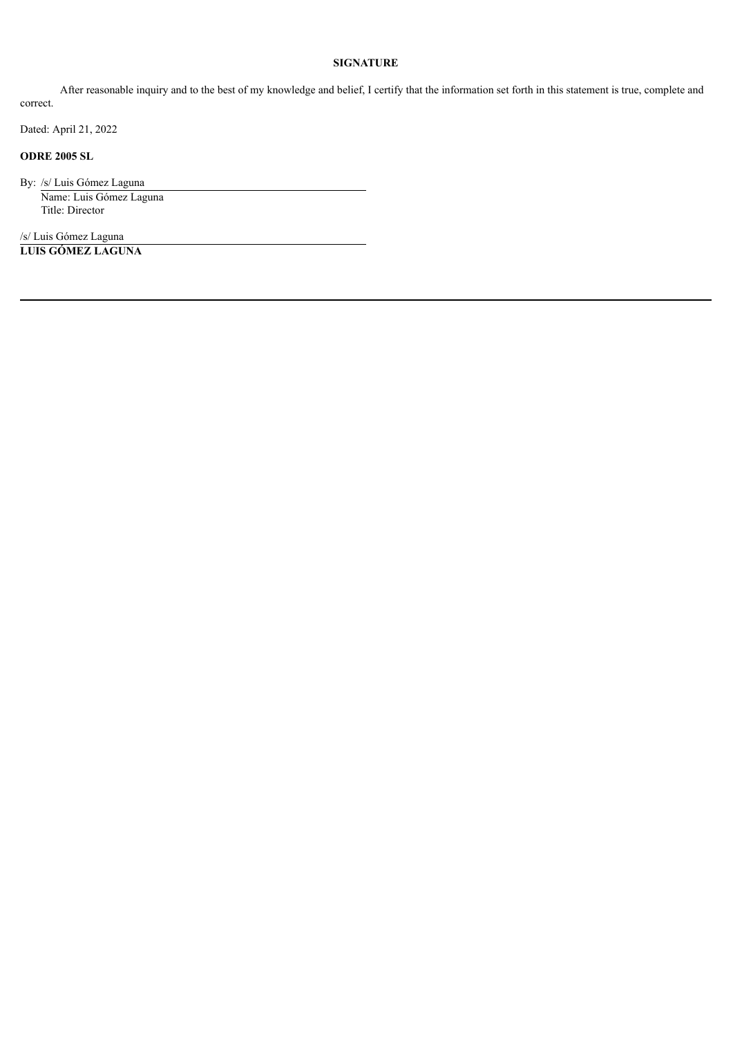**SIGNATURE**

After reasonable inquiry and to the best of my knowledge and belief, I certify that the information set forth in this statement is true, complete and correct.

Dated: April 21, 2022

**ODRE 2005 SL**

By: /s/ Luis Gómez Laguna  
Name: Luis Gómez Laguna  
Title: Director

/s/ Luis Gómez Laguna  
**LUIS GÓMEZ LAGUNA**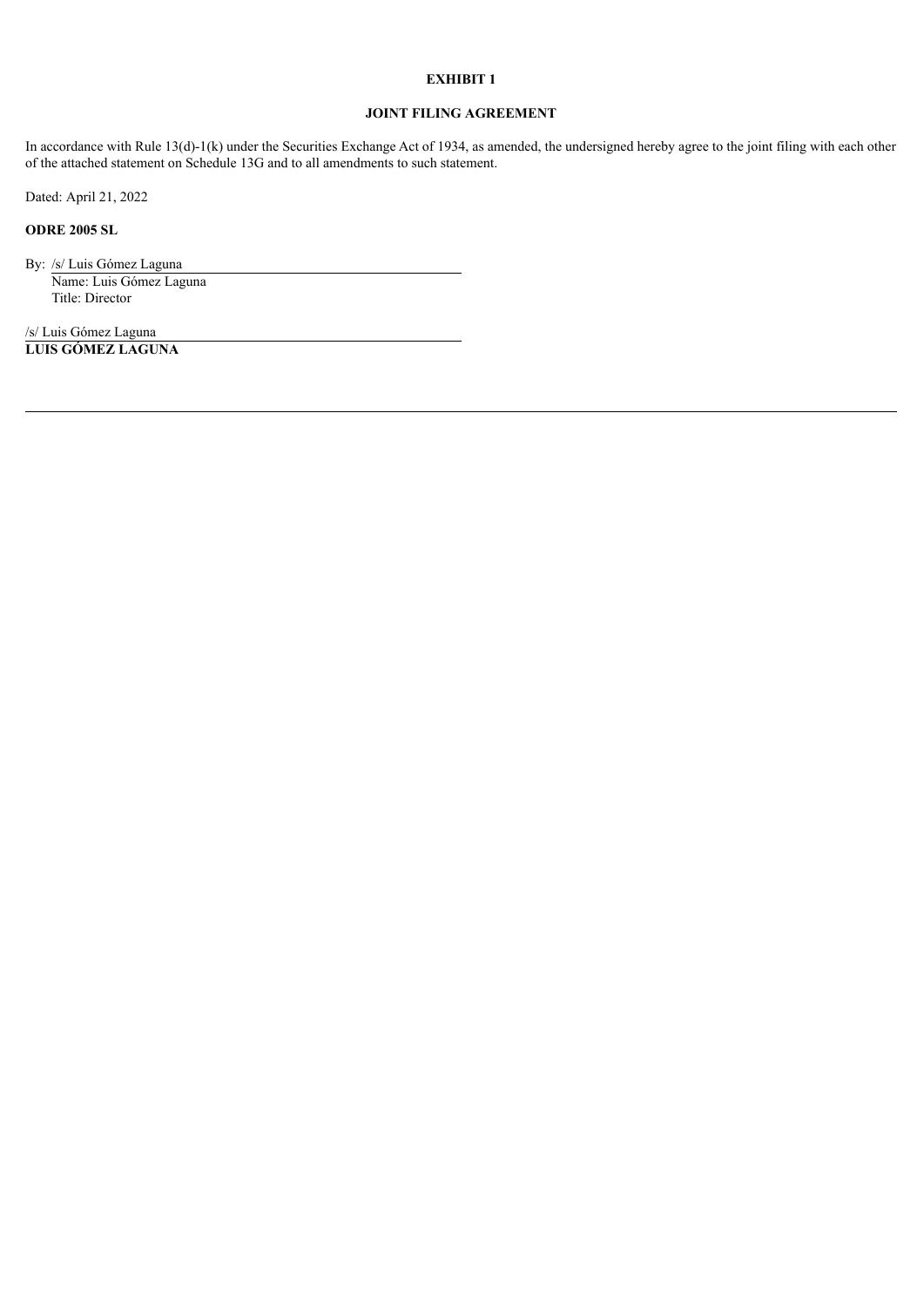**EXHIBIT 1**

**JOINT FILING AGREEMENT**

In accordance with Rule 13(d)-1(k) under the Securities Exchange Act of 1934, as amended, the undersigned hereby agree to the joint filing with each other of the attached statement on Schedule 13G and to all amendments to such statement.

Dated: April 21, 2022

**ODRE 2005 SL**

By: /s/ Luis Gómez Laguna
Name: Luis Gómez Laguna
Title: Director

/s/ Luis Gómez Laguna
**LUIS GÓMEZ LAGUNA**